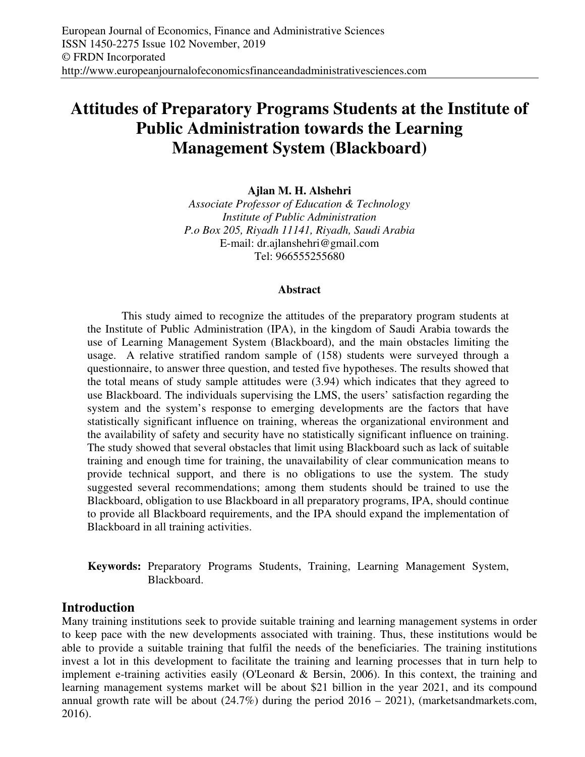# Attitudes of Preparatory Programs Students at the Institute of Public Administration towards the Learning Management System (Blackboard)

**Ajlan M. H. Alshehri**

*Associate Professor of Education & Technology*
*Institute of Public Administration*
*P.o Box 205, Riyadh 11141, Riyadh, Saudi Arabia*
E-mail: dr.ajlanshehri@gmail.com
Tel: 966555255680

### Abstract

This study aimed to recognize the attitudes of the preparatory program students at the Institute of Public Administration (IPA), in the kingdom of Saudi Arabia towards the use of Learning Management System (Blackboard), and the main obstacles limiting the usage. A relative stratified random sample of (158) students were surveyed through a questionnaire, to answer three question, and tested five hypotheses. The results showed that the total means of study sample attitudes were (3.94) which indicates that they agreed to use Blackboard. The individuals supervising the LMS, the users' satisfaction regarding the system and the system's response to emerging developments are the factors that have statistically significant influence on training, whereas the organizational environment and the availability of safety and security have no statistically significant influence on training. The study showed that several obstacles that limit using Blackboard such as lack of suitable training and enough time for training, the unavailability of clear communication means to provide technical support, and there is no obligations to use the system. The study suggested several recommendations; among them students should be trained to use the Blackboard, obligation to use Blackboard in all preparatory programs, IPA, should continue to provide all Blackboard requirements, and the IPA should expand the implementation of Blackboard in all training activities.

**Keywords:** Preparatory Programs Students, Training, Learning Management System, Blackboard.

## Introduction

Many training institutions seek to provide suitable training and learning management systems in order to keep pace with the new developments associated with training. Thus, these institutions would be able to provide a suitable training that fulfil the needs of the beneficiaries. The training institutions invest a lot in this development to facilitate the training and learning processes that in turn help to implement e-training activities easily (O'Leonard & Bersin, 2006). In this context, the training and learning management systems market will be about $21 billion in the year 2021, and its compound annual growth rate will be about (24.7%) during the period 2016 – 2021), (marketsandmarkets.com, 2016).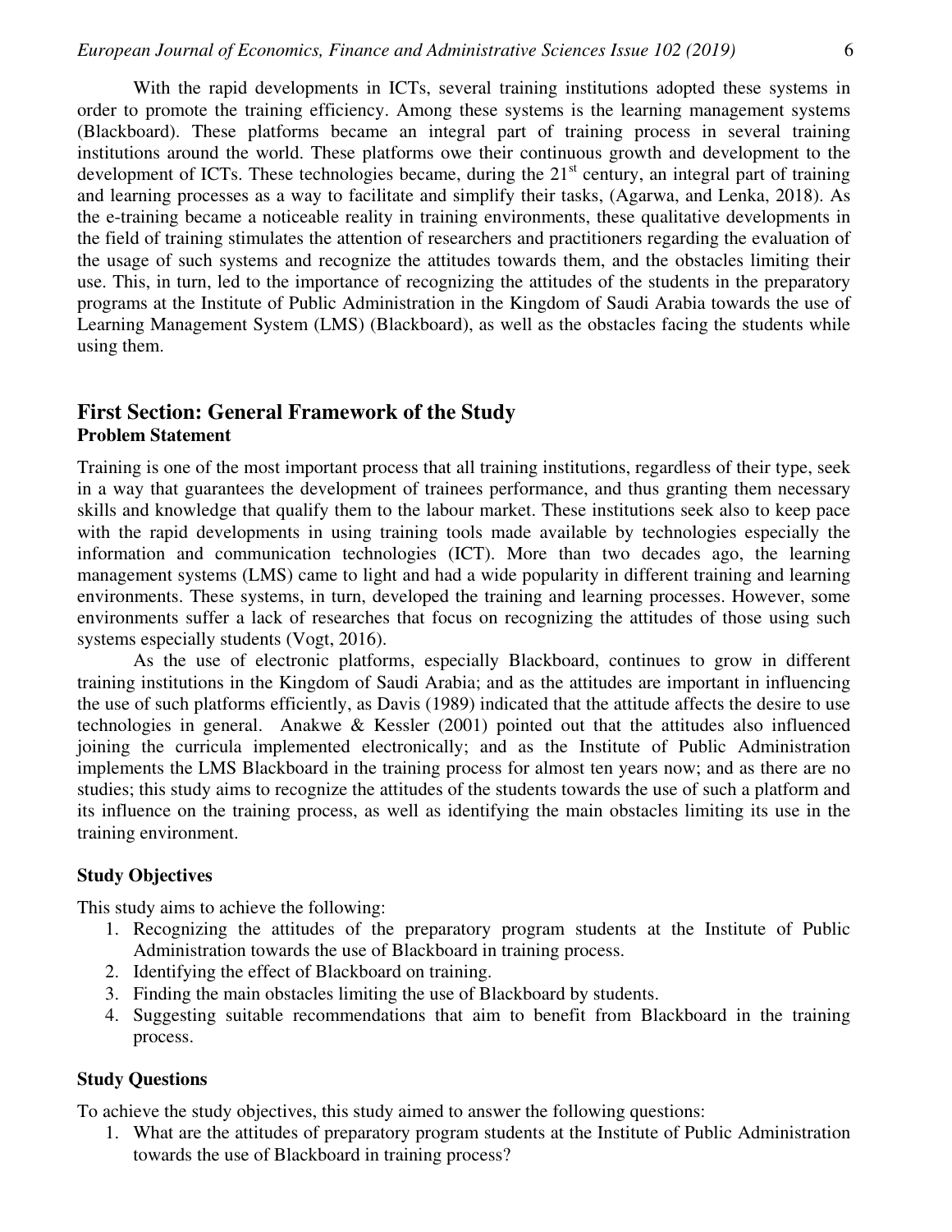With the rapid developments in ICTs, several training institutions adopted these systems in order to promote the training efficiency. Among these systems is the learning management systems (Blackboard). These platforms became an integral part of training process in several training institutions around the world. These platforms owe their continuous growth and development to the development of ICTs. These technologies became, during the 21st century, an integral part of training and learning processes as a way to facilitate and simplify their tasks, (Agarwa, and Lenka, 2018). As the e-training became a noticeable reality in training environments, these qualitative developments in the field of training stimulates the attention of researchers and practitioners regarding the evaluation of the usage of such systems and recognize the attitudes towards them, and the obstacles limiting their use. This, in turn, led to the importance of recognizing the attitudes of the students in the preparatory programs at the Institute of Public Administration in the Kingdom of Saudi Arabia towards the use of Learning Management System (LMS) (Blackboard), as well as the obstacles facing the students while using them.

## First Section: General Framework of the Study

### Problem Statement

Training is one of the most important process that all training institutions, regardless of their type, seek in a way that guarantees the development of trainees performance, and thus granting them necessary skills and knowledge that qualify them to the labour market. These institutions seek also to keep pace with the rapid developments in using training tools made available by technologies especially the information and communication technologies (ICT). More than two decades ago, the learning management systems (LMS) came to light and had a wide popularity in different training and learning environments. These systems, in turn, developed the training and learning processes. However, some environments suffer a lack of researches that focus on recognizing the attitudes of those using such systems especially students (Vogt, 2016).

As the use of electronic platforms, especially Blackboard, continues to grow in different training institutions in the Kingdom of Saudi Arabia; and as the attitudes are important in influencing the use of such platforms efficiently, as Davis (1989) indicated that the attitude affects the desire to use technologies in general. Anakwe & Kessler (2001) pointed out that the attitudes also influenced joining the curricula implemented electronically; and as the Institute of Public Administration implements the LMS Blackboard in the training process for almost ten years now; and as there are no studies; this study aims to recognize the attitudes of the students towards the use of such a platform and its influence on the training process, as well as identifying the main obstacles limiting its use in the training environment.

### Study Objectives

This study aims to achieve the following:

1. Recognizing the attitudes of the preparatory program students at the Institute of Public Administration towards the use of Blackboard in training process.
2. Identifying the effect of Blackboard on training.
3. Finding the main obstacles limiting the use of Blackboard by students.
4. Suggesting suitable recommendations that aim to benefit from Blackboard in the training process.

### Study Questions

To achieve the study objectives, this study aimed to answer the following questions:

1. What are the attitudes of preparatory program students at the Institute of Public Administration towards the use of Blackboard in training process?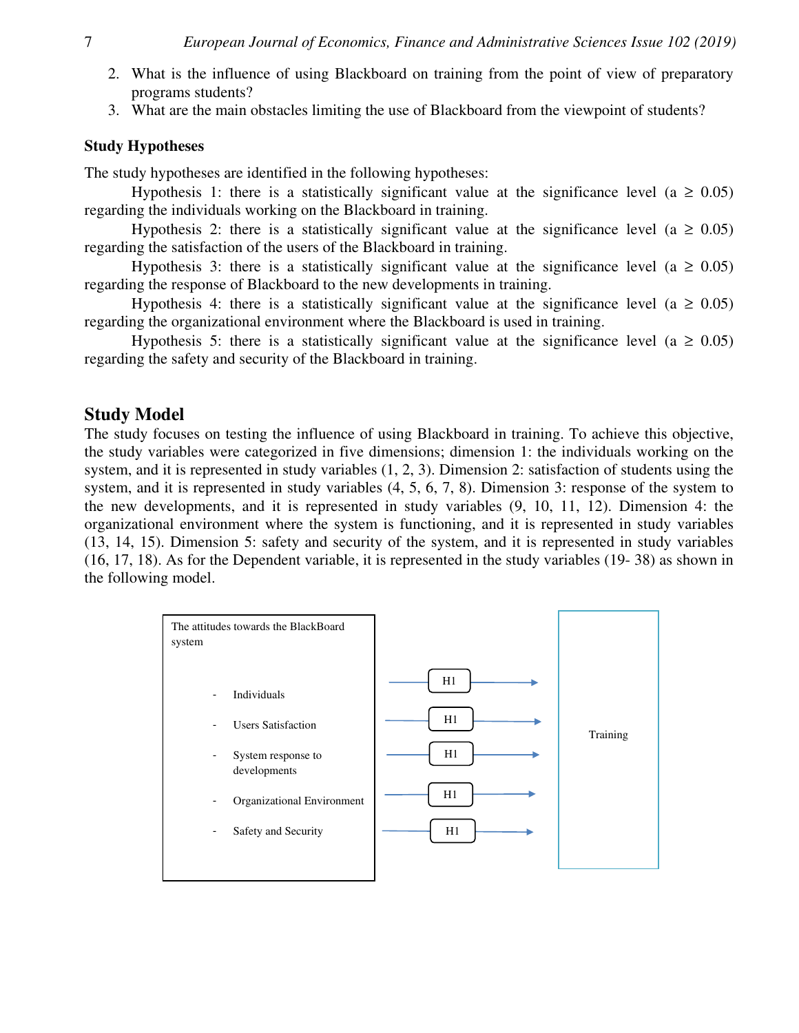2. What is the influence of using Blackboard on training from the point of view of preparatory programs students?
3. What are the main obstacles limiting the use of Blackboard from the viewpoint of students?

### Study Hypotheses

The study hypotheses are identified in the following hypotheses:

Hypothesis 1: there is a statistically significant value at the significance level ($a \geq 0.05$) regarding the individuals working on the Blackboard in training.

Hypothesis 2: there is a statistically significant value at the significance level ($a \geq 0.05$) regarding the satisfaction of the users of the Blackboard in training.

Hypothesis 3: there is a statistically significant value at the significance level ($a \geq 0.05$) regarding the response of Blackboard to the new developments in training.

Hypothesis 4: there is a statistically significant value at the significance level ($a \geq 0.05$) regarding the organizational environment where the Blackboard is used in training.

Hypothesis 5: there is a statistically significant value at the significance level ($a \geq 0.05$) regarding the safety and security of the Blackboard in training.

## Study Model

The study focuses on testing the influence of using Blackboard in training. To achieve this objective, the study variables were categorized in five dimensions; dimension 1: the individuals working on the system, and it is represented in study variables (1, 2, 3). Dimension 2: satisfaction of students using the system, and it is represented in study variables (4, 5, 6, 7, 8). Dimension 3: response of the system to the new developments, and it is represented in study variables (9, 10, 11, 12). Dimension 4: the organizational environment where the system is functioning, and it is represented in study variables (13, 14, 15). Dimension 5: safety and security of the system, and it is represented in study variables (16, 17, 18). As for the Dependent variable, it is represented in the study variables (19- 38) as shown in the following model.

The attitudes towards the BlackBoard system

- Individuals
- Users Satisfaction
- System response to developments
- Organizational Environment
- Safety and Security

H1 → Training

H1 → Training

H1 → Training

H1 → Training

H1 → Training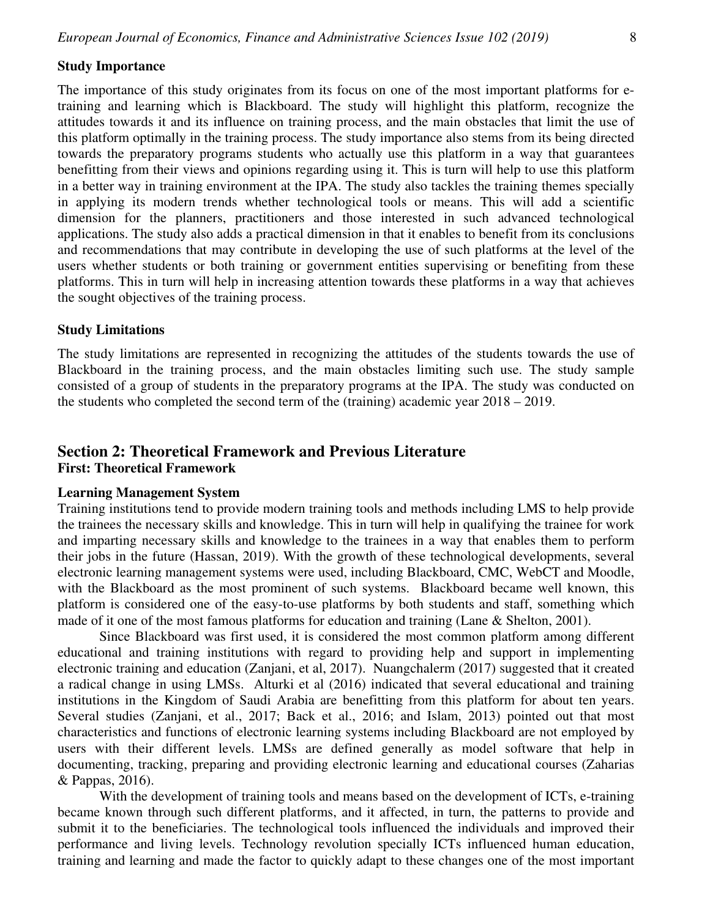### Study Importance

The importance of this study originates from its focus on one of the most important platforms for e-training and learning which is Blackboard. The study will highlight this platform, recognize the attitudes towards it and its influence on training process, and the main obstacles that limit the use of this platform optimally in the training process. The study importance also stems from its being directed towards the preparatory programs students who actually use this platform in a way that guarantees benefitting from their views and opinions regarding using it. This is turn will help to use this platform in a better way in training environment at the IPA. The study also tackles the training themes specially in applying its modern trends whether technological tools or means. This will add a scientific dimension for the planners, practitioners and those interested in such advanced technological applications. The study also adds a practical dimension in that it enables to benefit from its conclusions and recommendations that may contribute in developing the use of such platforms at the level of the users whether students or both training or government entities supervising or benefiting from these platforms. This in turn will help in increasing attention towards these platforms in a way that achieves the sought objectives of the training process.

### Study Limitations

The study limitations are represented in recognizing the attitudes of the students towards the use of Blackboard in the training process, and the main obstacles limiting such use. The study sample consisted of a group of students in the preparatory programs at the IPA. The study was conducted on the students who completed the second term of the (training) academic year 2018 – 2019.

## Section 2: Theoretical Framework and Previous Literature

### First: Theoretical Framework

#### Learning Management System

Training institutions tend to provide modern training tools and methods including LMS to help provide the trainees the necessary skills and knowledge. This in turn will help in qualifying the trainee for work and imparting necessary skills and knowledge to the trainees in a way that enables them to perform their jobs in the future (Hassan, 2019). With the growth of these technological developments, several electronic learning management systems were used, including Blackboard, CMC, WebCT and Moodle, with the Blackboard as the most prominent of such systems. Blackboard became well known, this platform is considered one of the easy-to-use platforms by both students and staff, something which made of it one of the most famous platforms for education and training (Lane & Shelton, 2001).

Since Blackboard was first used, it is considered the most common platform among different educational and training institutions with regard to providing help and support in implementing electronic training and education (Zanjani, et al, 2017). Nuangchalerm (2017) suggested that it created a radical change in using LMSs. Alturki et al (2016) indicated that several educational and training institutions in the Kingdom of Saudi Arabia are benefitting from this platform for about ten years. Several studies (Zanjani, et al., 2017; Back et al., 2016; and Islam, 2013) pointed out that most characteristics and functions of electronic learning systems including Blackboard are not employed by users with their different levels. LMSs are defined generally as model software that help in documenting, tracking, preparing and providing electronic learning and educational courses (Zaharias & Pappas, 2016).

With the development of training tools and means based on the development of ICTs, e-training became known through such different platforms, and it affected, in turn, the patterns to provide and submit it to the beneficiaries. The technological tools influenced the individuals and improved their performance and living levels. Technology revolution specially ICTs influenced human education, training and learning and made the factor to quickly adapt to these changes one of the most important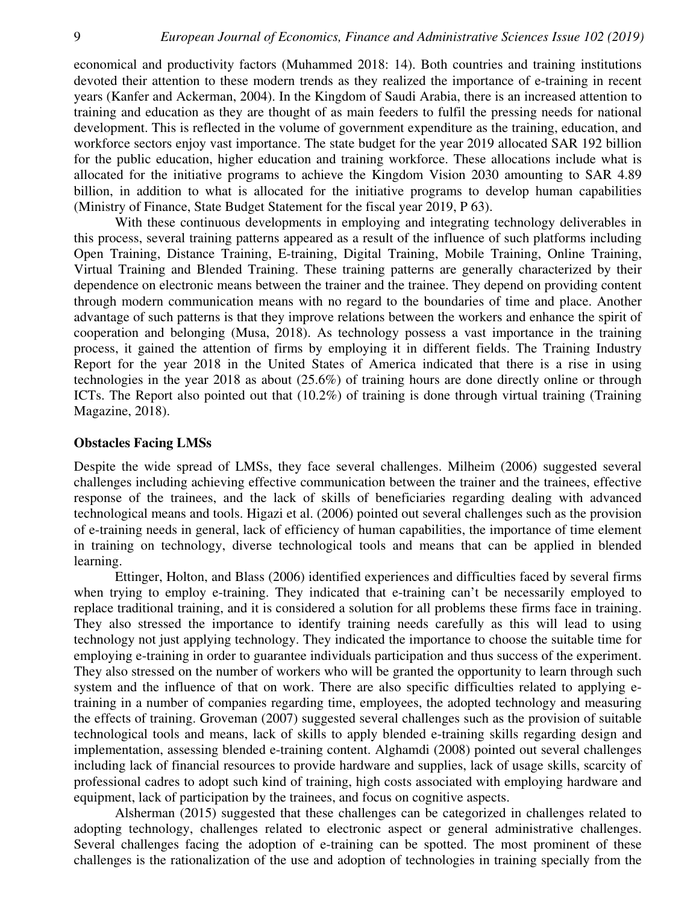economical and productivity factors (Muhammed 2018: 14). Both countries and training institutions devoted their attention to these modern trends as they realized the importance of e-training in recent years (Kanfer and Ackerman, 2004). In the Kingdom of Saudi Arabia, there is an increased attention to training and education as they are thought of as main feeders to fulfil the pressing needs for national development. This is reflected in the volume of government expenditure as the training, education, and workforce sectors enjoy vast importance. The state budget for the year 2019 allocated SAR 192 billion for the public education, higher education and training workforce. These allocations include what is allocated for the initiative programs to achieve the Kingdom Vision 2030 amounting to SAR 4.89 billion, in addition to what is allocated for the initiative programs to develop human capabilities (Ministry of Finance, State Budget Statement for the fiscal year 2019, P 63).

With these continuous developments in employing and integrating technology deliverables in this process, several training patterns appeared as a result of the influence of such platforms including Open Training, Distance Training, E-training, Digital Training, Mobile Training, Online Training, Virtual Training and Blended Training. These training patterns are generally characterized by their dependence on electronic means between the trainer and the trainee. They depend on providing content through modern communication means with no regard to the boundaries of time and place. Another advantage of such patterns is that they improve relations between the workers and enhance the spirit of cooperation and belonging (Musa, 2018). As technology possess a vast importance in the training process, it gained the attention of firms by employing it in different fields. The Training Industry Report for the year 2018 in the United States of America indicated that there is a rise in using technologies in the year 2018 as about (25.6%) of training hours are done directly online or through ICTs. The Report also pointed out that (10.2%) of training is done through virtual training (Training Magazine, 2018).

### Obstacles Facing LMSs

Despite the wide spread of LMSs, they face several challenges. Milheim (2006) suggested several challenges including achieving effective communication between the trainer and the trainees, effective response of the trainees, and the lack of skills of beneficiaries regarding dealing with advanced technological means and tools. Higazi et al. (2006) pointed out several challenges such as the provision of e-training needs in general, lack of efficiency of human capabilities, the importance of time element in training on technology, diverse technological tools and means that can be applied in blended learning.

Ettinger, Holton, and Blass (2006) identified experiences and difficulties faced by several firms when trying to employ e-training. They indicated that e-training can't be necessarily employed to replace traditional training, and it is considered a solution for all problems these firms face in training. They also stressed the importance to identify training needs carefully as this will lead to using technology not just applying technology. They indicated the importance to choose the suitable time for employing e-training in order to guarantee individuals participation and thus success of the experiment. They also stressed on the number of workers who will be granted the opportunity to learn through such system and the influence of that on work. There are also specific difficulties related to applying e-training in a number of companies regarding time, employees, the adopted technology and measuring the effects of training. Groveman (2007) suggested several challenges such as the provision of suitable technological tools and means, lack of skills to apply blended e-training skills regarding design and implementation, assessing blended e-training content. Alghamdi (2008) pointed out several challenges including lack of financial resources to provide hardware and supplies, lack of usage skills, scarcity of professional cadres to adopt such kind of training, high costs associated with employing hardware and equipment, lack of participation by the trainees, and focus on cognitive aspects.

Alsherman (2015) suggested that these challenges can be categorized in challenges related to adopting technology, challenges related to electronic aspect or general administrative challenges. Several challenges facing the adoption of e-training can be spotted. The most prominent of these challenges is the rationalization of the use and adoption of technologies in training specially from the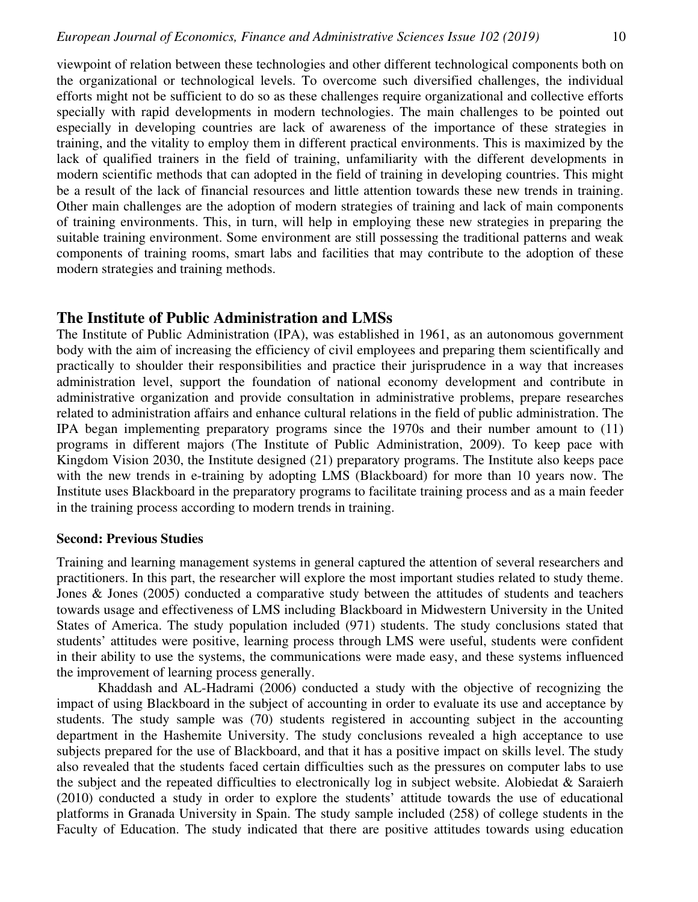viewpoint of relation between these technologies and other different technological components both on the organizational or technological levels. To overcome such diversified challenges, the individual efforts might not be sufficient to do so as these challenges require organizational and collective efforts specially with rapid developments in modern technologies. The main challenges to be pointed out especially in developing countries are lack of awareness of the importance of these strategies in training, and the vitality to employ them in different practical environments. This is maximized by the lack of qualified trainers in the field of training, unfamiliarity with the different developments in modern scientific methods that can adopted in the field of training in developing countries. This might be a result of the lack of financial resources and little attention towards these new trends in training. Other main challenges are the adoption of modern strategies of training and lack of main components of training environments. This, in turn, will help in employing these new strategies in preparing the suitable training environment. Some environment are still possessing the traditional patterns and weak components of training rooms, smart labs and facilities that may contribute to the adoption of these modern strategies and training methods.

## The Institute of Public Administration and LMSs

The Institute of Public Administration (IPA), was established in 1961, as an autonomous government body with the aim of increasing the efficiency of civil employees and preparing them scientifically and practically to shoulder their responsibilities and practice their jurisprudence in a way that increases administration level, support the foundation of national economy development and contribute in administrative organization and provide consultation in administrative problems, prepare researches related to administration affairs and enhance cultural relations in the field of public administration. The IPA began implementing preparatory programs since the 1970s and their number amount to (11) programs in different majors (The Institute of Public Administration, 2009). To keep pace with Kingdom Vision 2030, the Institute designed (21) preparatory programs. The Institute also keeps pace with the new trends in e-training by adopting LMS (Blackboard) for more than 10 years now. The Institute uses Blackboard in the preparatory programs to facilitate training process and as a main feeder in the training process according to modern trends in training.

### Second: Previous Studies

Training and learning management systems in general captured the attention of several researchers and practitioners. In this part, the researcher will explore the most important studies related to study theme. Jones & Jones (2005) conducted a comparative study between the attitudes of students and teachers towards usage and effectiveness of LMS including Blackboard in Midwestern University in the United States of America. The study population included (971) students. The study conclusions stated that students' attitudes were positive, learning process through LMS were useful, students were confident in their ability to use the systems, the communications were made easy, and these systems influenced the improvement of learning process generally.

Khaddash and AL-Hadrami (2006) conducted a study with the objective of recognizing the impact of using Blackboard in the subject of accounting in order to evaluate its use and acceptance by students. The study sample was (70) students registered in accounting subject in the accounting department in the Hashemite University. The study conclusions revealed a high acceptance to use subjects prepared for the use of Blackboard, and that it has a positive impact on skills level. The study also revealed that the students faced certain difficulties such as the pressures on computer labs to use the subject and the repeated difficulties to electronically log in subject website. Alobiedat & Saraierh (2010) conducted a study in order to explore the students' attitude towards the use of educational platforms in Granada University in Spain. The study sample included (258) of college students in the Faculty of Education. The study indicated that there are positive attitudes towards using education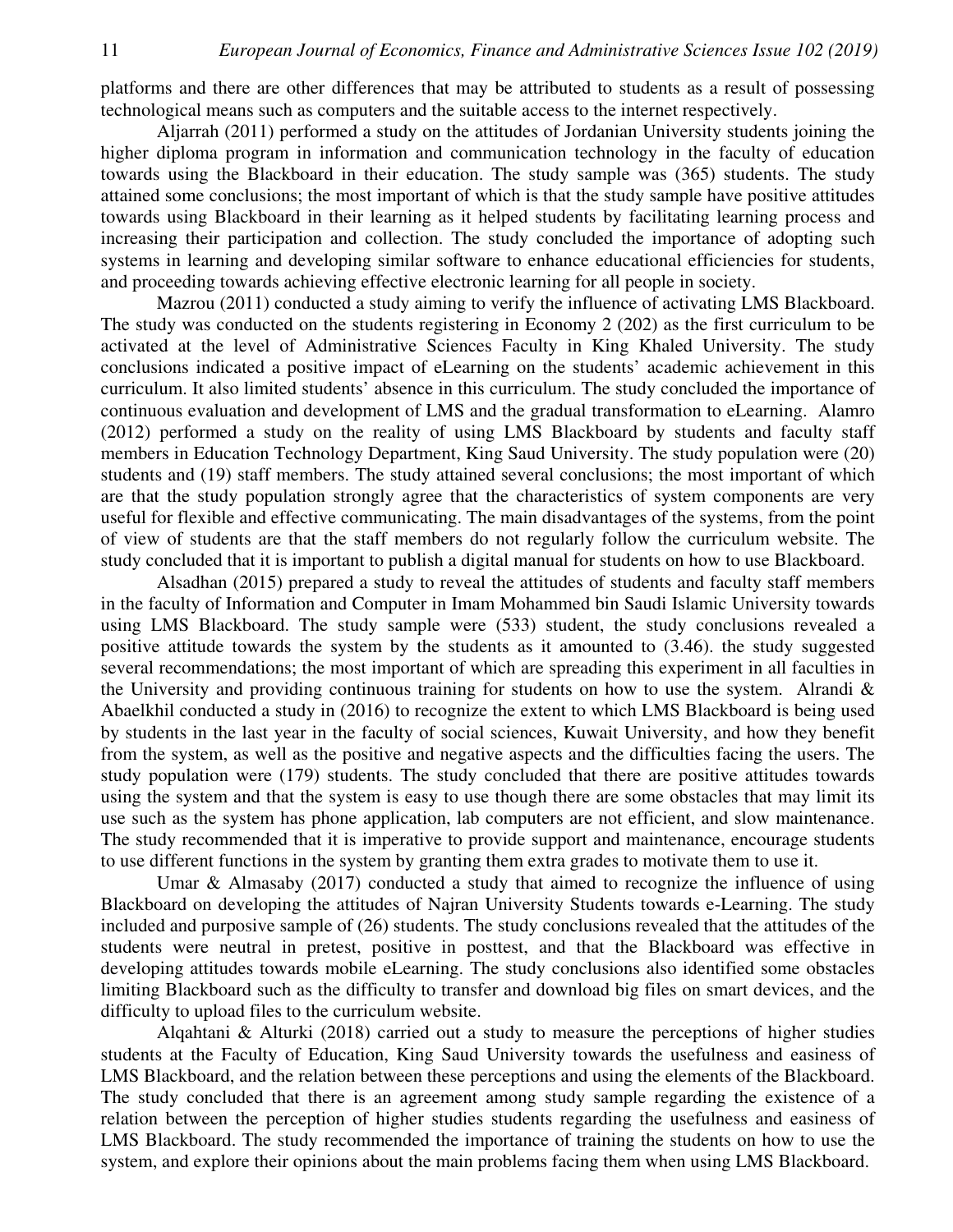platforms and there are other differences that may be attributed to students as a result of possessing technological means such as computers and the suitable access to the internet respectively.

Aljarrah (2011) performed a study on the attitudes of Jordanian University students joining the higher diploma program in information and communication technology in the faculty of education towards using the Blackboard in their education. The study sample was (365) students. The study attained some conclusions; the most important of which is that the study sample have positive attitudes towards using Blackboard in their learning as it helped students by facilitating learning process and increasing their participation and collection. The study concluded the importance of adopting such systems in learning and developing similar software to enhance educational efficiencies for students, and proceeding towards achieving effective electronic learning for all people in society.

Mazrou (2011) conducted a study aiming to verify the influence of activating LMS Blackboard. The study was conducted on the students registering in Economy 2 (202) as the first curriculum to be activated at the level of Administrative Sciences Faculty in King Khaled University. The study conclusions indicated a positive impact of eLearning on the students' academic achievement in this curriculum. It also limited students' absence in this curriculum. The study concluded the importance of continuous evaluation and development of LMS and the gradual transformation to eLearning. Alamro (2012) performed a study on the reality of using LMS Blackboard by students and faculty staff members in Education Technology Department, King Saud University. The study population were (20) students and (19) staff members. The study attained several conclusions; the most important of which are that the study population strongly agree that the characteristics of system components are very useful for flexible and effective communicating. The main disadvantages of the systems, from the point of view of students are that the staff members do not regularly follow the curriculum website. The study concluded that it is important to publish a digital manual for students on how to use Blackboard.

Alsadhan (2015) prepared a study to reveal the attitudes of students and faculty staff members in the faculty of Information and Computer in Imam Mohammed bin Saudi Islamic University towards using LMS Blackboard. The study sample were (533) student, the study conclusions revealed a positive attitude towards the system by the students as it amounted to (3.46). the study suggested several recommendations; the most important of which are spreading this experiment in all faculties in the University and providing continuous training for students on how to use the system. Alrandi & Abaelkhil conducted a study in (2016) to recognize the extent to which LMS Blackboard is being used by students in the last year in the faculty of social sciences, Kuwait University, and how they benefit from the system, as well as the positive and negative aspects and the difficulties facing the users. The study population were (179) students. The study concluded that there are positive attitudes towards using the system and that the system is easy to use though there are some obstacles that may limit its use such as the system has phone application, lab computers are not efficient, and slow maintenance. The study recommended that it is imperative to provide support and maintenance, encourage students to use different functions in the system by granting them extra grades to motivate them to use it.

Umar & Almasaby (2017) conducted a study that aimed to recognize the influence of using Blackboard on developing the attitudes of Najran University Students towards e-Learning. The study included and purposive sample of (26) students. The study conclusions revealed that the attitudes of the students were neutral in pretest, positive in posttest, and that the Blackboard was effective in developing attitudes towards mobile eLearning. The study conclusions also identified some obstacles limiting Blackboard such as the difficulty to transfer and download big files on smart devices, and the difficulty to upload files to the curriculum website.

Alqahtani & Alturki (2018) carried out a study to measure the perceptions of higher studies students at the Faculty of Education, King Saud University towards the usefulness and easiness of LMS Blackboard, and the relation between these perceptions and using the elements of the Blackboard. The study concluded that there is an agreement among study sample regarding the existence of a relation between the perception of higher studies students regarding the usefulness and easiness of LMS Blackboard. The study recommended the importance of training the students on how to use the system, and explore their opinions about the main problems facing them when using LMS Blackboard.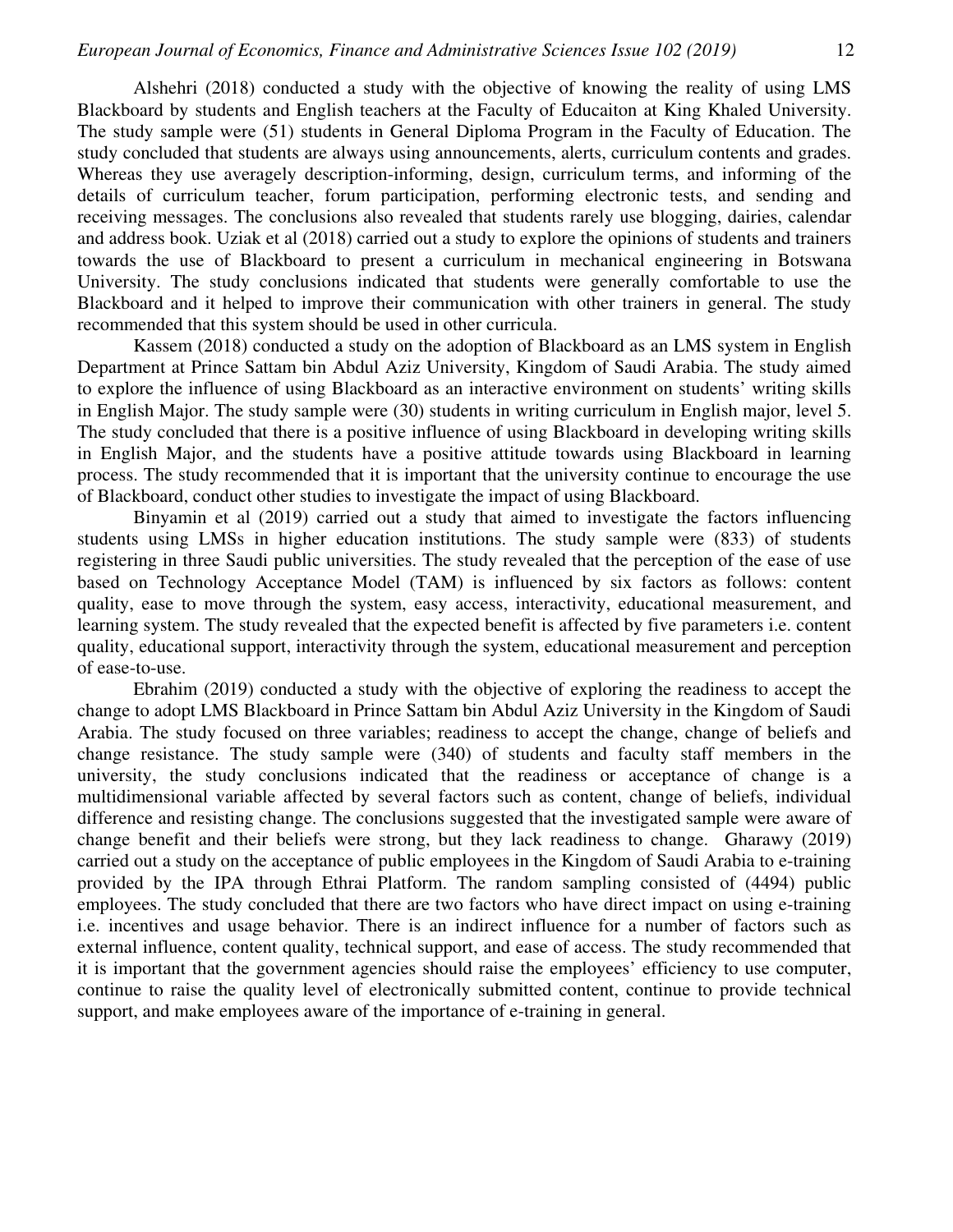Alshehri (2018) conducted a study with the objective of knowing the reality of using LMS Blackboard by students and English teachers at the Faculty of Educaiton at King Khaled University. The study sample were (51) students in General Diploma Program in the Faculty of Education. The study concluded that students are always using announcements, alerts, curriculum contents and grades. Whereas they use averagely description-informing, design, curriculum terms, and informing of the details of curriculum teacher, forum participation, performing electronic tests, and sending and receiving messages. The conclusions also revealed that students rarely use blogging, dairies, calendar and address book. Uziak et al (2018) carried out a study to explore the opinions of students and trainers towards the use of Blackboard to present a curriculum in mechanical engineering in Botswana University. The study conclusions indicated that students were generally comfortable to use the Blackboard and it helped to improve their communication with other trainers in general. The study recommended that this system should be used in other curricula.

Kassem (2018) conducted a study on the adoption of Blackboard as an LMS system in English Department at Prince Sattam bin Abdul Aziz University, Kingdom of Saudi Arabia. The study aimed to explore the influence of using Blackboard as an interactive environment on students' writing skills in English Major. The study sample were (30) students in writing curriculum in English major, level 5. The study concluded that there is a positive influence of using Blackboard in developing writing skills in English Major, and the students have a positive attitude towards using Blackboard in learning process. The study recommended that it is important that the university continue to encourage the use of Blackboard, conduct other studies to investigate the impact of using Blackboard.

Binyamin et al (2019) carried out a study that aimed to investigate the factors influencing students using LMSs in higher education institutions. The study sample were (833) of students registering in three Saudi public universities. The study revealed that the perception of the ease of use based on Technology Acceptance Model (TAM) is influenced by six factors as follows: content quality, ease to move through the system, easy access, interactivity, educational measurement, and learning system. The study revealed that the expected benefit is affected by five parameters i.e. content quality, educational support, interactivity through the system, educational measurement and perception of ease-to-use.

Ebrahim (2019) conducted a study with the objective of exploring the readiness to accept the change to adopt LMS Blackboard in Prince Sattam bin Abdul Aziz University in the Kingdom of Saudi Arabia. The study focused on three variables; readiness to accept the change, change of beliefs and change resistance. The study sample were (340) of students and faculty staff members in the university, the study conclusions indicated that the readiness or acceptance of change is a multidimensional variable affected by several factors such as content, change of beliefs, individual difference and resisting change. The conclusions suggested that the investigated sample were aware of change benefit and their beliefs were strong, but they lack readiness to change. Gharawy (2019) carried out a study on the acceptance of public employees in the Kingdom of Saudi Arabia to e-training provided by the IPA through Ethrai Platform. The random sampling consisted of (4494) public employees. The study concluded that there are two factors who have direct impact on using e-training i.e. incentives and usage behavior. There is an indirect influence for a number of factors such as external influence, content quality, technical support, and ease of access. The study recommended that it is important that the government agencies should raise the employees' efficiency to use computer, continue to raise the quality level of electronically submitted content, continue to provide technical support, and make employees aware of the importance of e-training in general.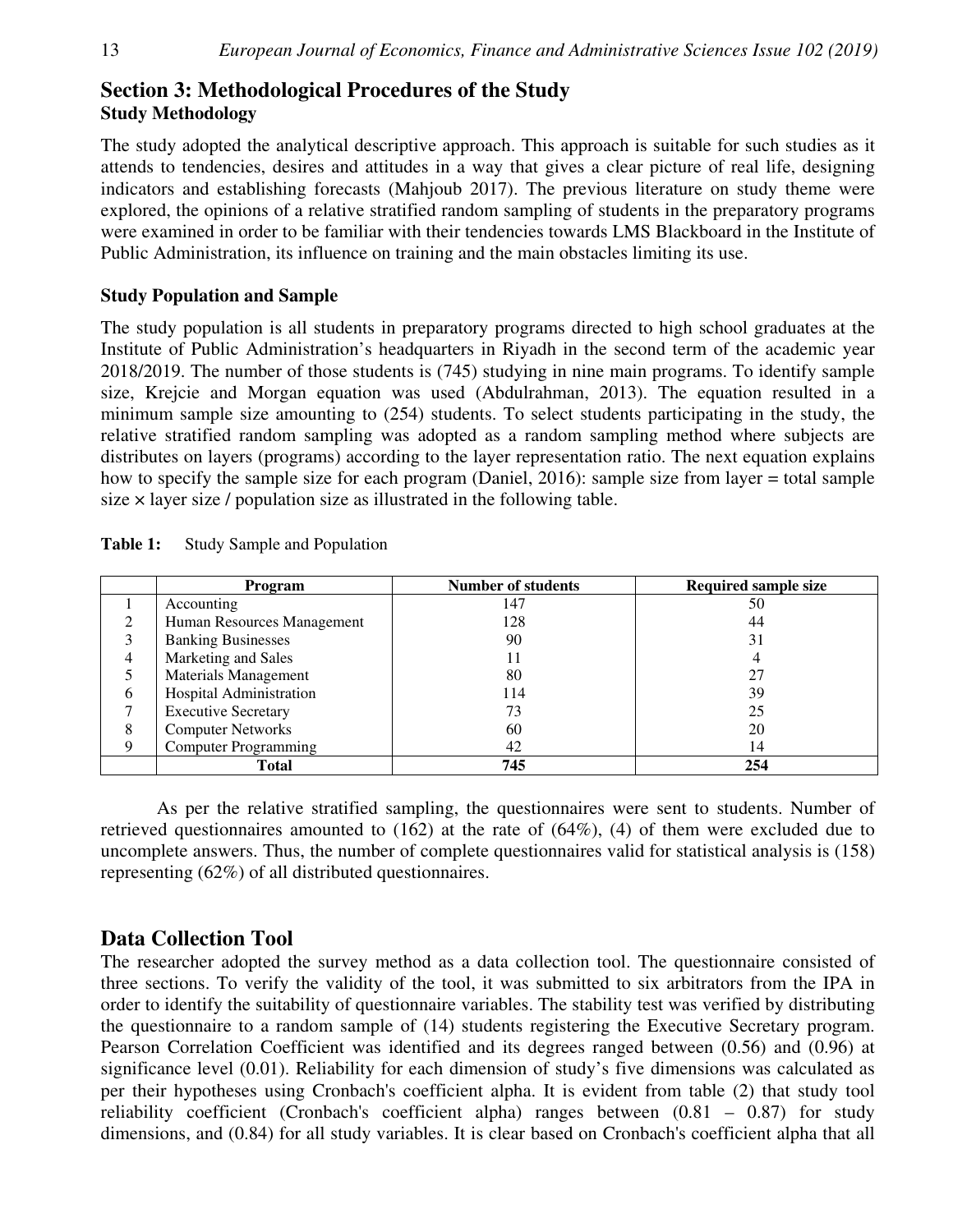## Section 3: Methodological Procedures of the Study

### Study Methodology

The study adopted the analytical descriptive approach. This approach is suitable for such studies as it attends to tendencies, desires and attitudes in a way that gives a clear picture of real life, designing indicators and establishing forecasts (Mahjoub 2017). The previous literature on study theme were explored, the opinions of a relative stratified random sampling of students in the preparatory programs were examined in order to be familiar with their tendencies towards LMS Blackboard in the Institute of Public Administration, its influence on training and the main obstacles limiting its use.

### Study Population and Sample

The study population is all students in preparatory programs directed to high school graduates at the Institute of Public Administration's headquarters in Riyadh in the second term of the academic year 2018/2019. The number of those students is (745) studying in nine main programs. To identify sample size, Krejcie and Morgan equation was used (Abdulrahman, 2013). The equation resulted in a minimum sample size amounting to (254) students. To select students participating in the study, the relative stratified random sampling was adopted as a random sampling method where subjects are distributes on layers (programs) according to the layer representation ratio. The next equation explains how to specify the sample size for each program (Daniel, 2016): sample size from layer = total sample size × layer size / population size as illustrated in the following table.

**Table 1:** Study Sample and Population

| | Program | Number of students | Required sample size |
|---|---|---|---|
| 1 | Accounting | 147 | 50 |
| 2 | Human Resources Management | 128 | 44 |
| 3 | Banking Businesses | 90 | 31 |
| 4 | Marketing and Sales | 11 | 4 |
| 5 | Materials Management | 80 | 27 |
| 6 | Hospital Administration | 114 | 39 |
| 7 | Executive Secretary | 73 | 25 |
| 8 | Computer Networks | 60 | 20 |
| 9 | Computer Programming | 42 | 14 |
| | **Total** | **745** | **254** |

As per the relative stratified sampling, the questionnaires were sent to students. Number of retrieved questionnaires amounted to (162) at the rate of (64%), (4) of them were excluded due to uncomplete answers. Thus, the number of complete questionnaires valid for statistical analysis is (158) representing (62%) of all distributed questionnaires.

## Data Collection Tool

The researcher adopted the survey method as a data collection tool. The questionnaire consisted of three sections. To verify the validity of the tool, it was submitted to six arbitrators from the IPA in order to identify the suitability of questionnaire variables. The stability test was verified by distributing the questionnaire to a random sample of (14) students registering the Executive Secretary program. Pearson Correlation Coefficient was identified and its degrees ranged between (0.56) and (0.96) at significance level (0.01). Reliability for each dimension of study's five dimensions was calculated as per their hypotheses using Cronbach's coefficient alpha. It is evident from table (2) that study tool reliability coefficient (Cronbach's coefficient alpha) ranges between (0.81 – 0.87) for study dimensions, and (0.84) for all study variables. It is clear based on Cronbach's coefficient alpha that all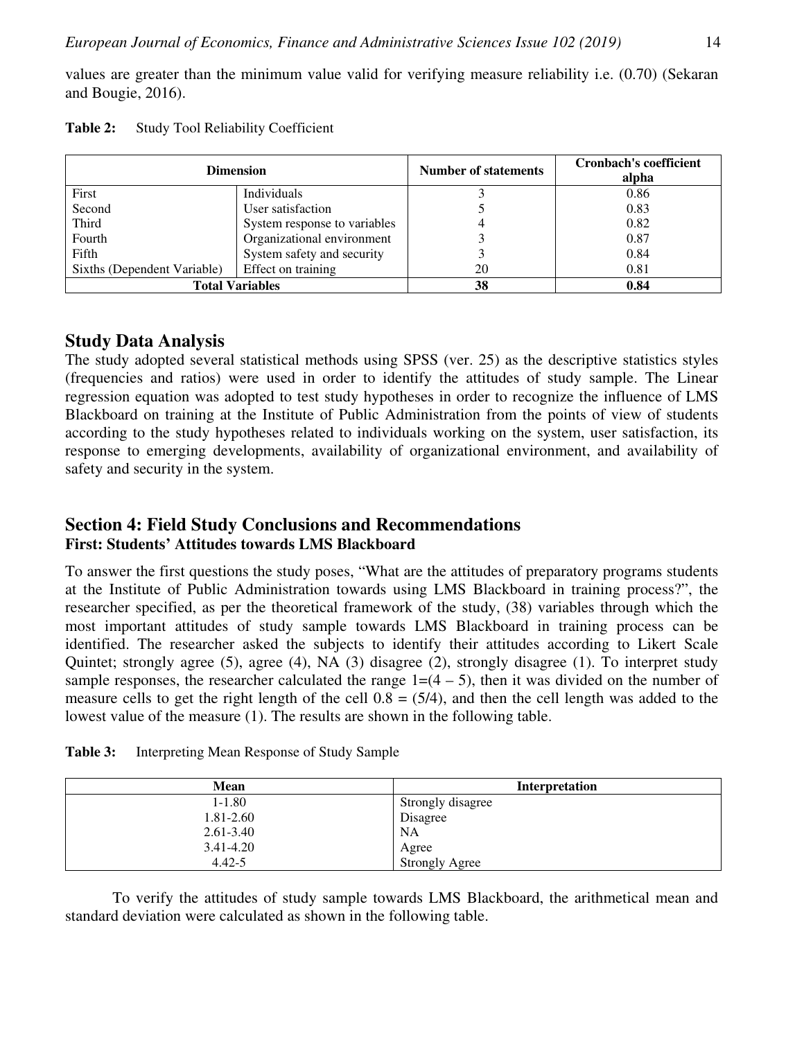values are greater than the minimum value valid for verifying measure reliability i.e. (0.70) (Sekaran and Bougie, 2016).

**Table 2:** Study Tool Reliability Coefficient

| Dimension | | Number of statements | Cronbach's coefficient alpha |
|---|---|---|---|
| First | Individuals | 3 | 0.86 |
| Second | User satisfaction | 5 | 0.83 |
| Third | System response to variables | 4 | 0.82 |
| Fourth | Organizational environment | 3 | 0.87 |
| Fifth | System safety and security | 3 | 0.84 |
| Sixths (Dependent Variable) | Effect on training | 20 | 0.81 |
| **Total Variables** | | **38** | **0.84** |

## Study Data Analysis

The study adopted several statistical methods using SPSS (ver. 25) as the descriptive statistics styles (frequencies and ratios) were used in order to identify the attitudes of study sample. The Linear regression equation was adopted to test study hypotheses in order to recognize the influence of LMS Blackboard on training at the Institute of Public Administration from the points of view of students according to the study hypotheses related to individuals working on the system, user satisfaction, its response to emerging developments, availability of organizational environment, and availability of safety and security in the system.

## Section 4: Field Study Conclusions and Recommendations

### First: Students' Attitudes towards LMS Blackboard

To answer the first questions the study poses, "What are the attitudes of preparatory programs students at the Institute of Public Administration towards using LMS Blackboard in training process?", the researcher specified, as per the theoretical framework of the study, (38) variables through which the most important attitudes of study sample towards LMS Blackboard in training process can be identified. The researcher asked the subjects to identify their attitudes according to Likert Scale Quintet; strongly agree (5), agree (4), NA (3) disagree (2), strongly disagree (1). To interpret study sample responses, the researcher calculated the range 1=(4 – 5), then it was divided on the number of measure cells to get the right length of the cell 0.8 = (5/4), and then the cell length was added to the lowest value of the measure (1). The results are shown in the following table.

**Table 3:** Interpreting Mean Response of Study Sample

| Mean | Interpretation |
|---|---|
| 1-1.80 | Strongly disagree |
| 1.81-2.60 | Disagree |
| 2.61-3.40 | NA |
| 3.41-4.20 | Agree |
| 4.42-5 | Strongly Agree |

To verify the attitudes of study sample towards LMS Blackboard, the arithmetical mean and standard deviation were calculated as shown in the following table.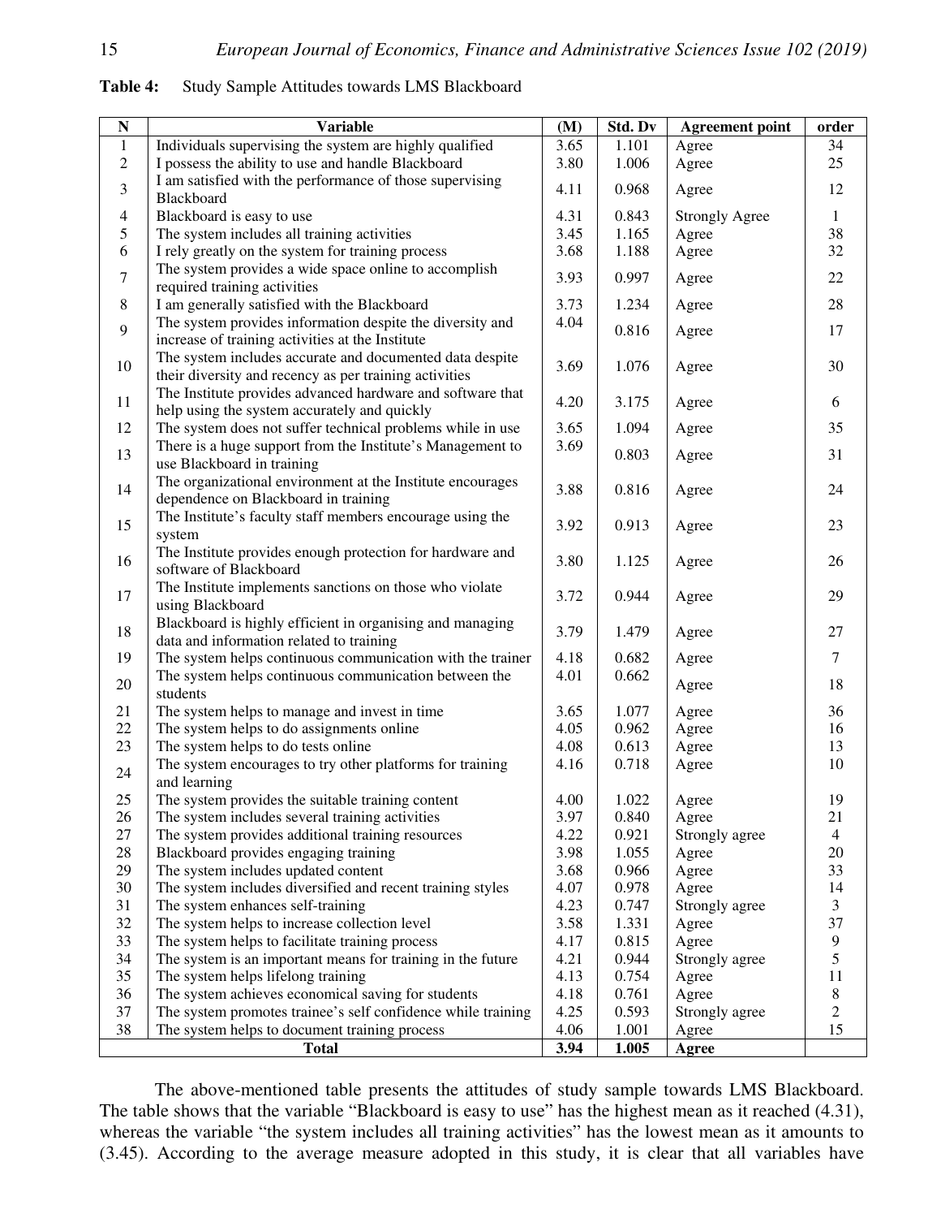**Table 4:** Study Sample Attitudes towards LMS Blackboard

| N | Variable | (M) | Std. Dv | Agreement point | order |
|---|---|---|---|---|---|
| 1 | Individuals supervising the system are highly qualified | 3.65 | 1.101 | Agree | 34 |
| 2 | I possess the ability to use and handle Blackboard | 3.80 | 1.006 | Agree | 25 |
| 3 | I am satisfied with the performance of those supervising Blackboard | 4.11 | 0.968 | Agree | 12 |
| 4 | Blackboard is easy to use | 4.31 | 0.843 | Strongly Agree | 1 |
| 5 | The system includes all training activities | 3.45 | 1.165 | Agree | 38 |
| 6 | I rely greatly on the system for training process | 3.68 | 1.188 | Agree | 32 |
| 7 | The system provides a wide space online to accomplish required training activities | 3.93 | 0.997 | Agree | 22 |
| 8 | I am generally satisfied with the Blackboard | 3.73 | 1.234 | Agree | 28 |
| 9 | The system provides information despite the diversity and increase of training activities at the Institute | 4.04 | 0.816 | Agree | 17 |
| 10 | The system includes accurate and documented data despite their diversity and recency as per training activities | 3.69 | 1.076 | Agree | 30 |
| 11 | The Institute provides advanced hardware and software that help using the system accurately and quickly | 4.20 | 3.175 | Agree | 6 |
| 12 | The system does not suffer technical problems while in use | 3.65 | 1.094 | Agree | 35 |
| 13 | There is a huge support from the Institute's Management to use Blackboard in training | 3.69 | 0.803 | Agree | 31 |
| 14 | The organizational environment at the Institute encourages dependence on Blackboard in training | 3.88 | 0.816 | Agree | 24 |
| 15 | The Institute's faculty staff members encourage using the system | 3.92 | 0.913 | Agree | 23 |
| 16 | The Institute provides enough protection for hardware and software of Blackboard | 3.80 | 1.125 | Agree | 26 |
| 17 | The Institute implements sanctions on those who violate using Blackboard | 3.72 | 0.944 | Agree | 29 |
| 18 | Blackboard is highly efficient in organising and managing data and information related to training | 3.79 | 1.479 | Agree | 27 |
| 19 | The system helps continuous communication with the trainer | 4.18 | 0.682 | Agree | 7 |
| 20 | The system helps continuous communication between the students | 4.01 | 0.662 | Agree | 18 |
| 21 | The system helps to manage and invest in time | 3.65 | 1.077 | Agree | 36 |
| 22 | The system helps to do assignments online | 4.05 | 0.962 | Agree | 16 |
| 23 | The system helps to do tests online | 4.08 | 0.613 | Agree | 13 |
| 24 | The system encourages to try other platforms for training and learning | 4.16 | 0.718 | Agree | 10 |
| 25 | The system provides the suitable training content | 4.00 | 1.022 | Agree | 19 |
| 26 | The system includes several training activities | 3.97 | 0.840 | Agree | 21 |
| 27 | The system provides additional training resources | 4.22 | 0.921 | Strongly agree | 4 |
| 28 | Blackboard provides engaging training | 3.98 | 1.055 | Agree | 20 |
| 29 | The system includes updated content | 3.68 | 0.966 | Agree | 33 |
| 30 | The system includes diversified and recent training styles | 4.07 | 0.978 | Agree | 14 |
| 31 | The system enhances self-training | 4.23 | 0.747 | Strongly agree | 3 |
| 32 | The system helps to increase collection level | 3.58 | 1.331 | Agree | 37 |
| 33 | The system helps to facilitate training process | 4.17 | 0.815 | Agree | 9 |
| 34 | The system is an important means for training in the future | 4.21 | 0.944 | Strongly agree | 5 |
| 35 | The system helps lifelong training | 4.13 | 0.754 | Agree | 11 |
| 36 | The system achieves economical saving for students | 4.18 | 0.761 | Agree | 8 |
| 37 | The system promotes trainee's self confidence while training | 4.25 | 0.593 | Strongly agree | 2 |
| 38 | The system helps to document training process | 4.06 | 1.001 | Agree | 15 |
| **Total** | | **3.94** | **1.005** | **Agree** | |

The above-mentioned table presents the attitudes of study sample towards LMS Blackboard. The table shows that the variable "Blackboard is easy to use" has the highest mean as it reached (4.31), whereas the variable "the system includes all training activities" has the lowest mean as it amounts to (3.45). According to the average measure adopted in this study, it is clear that all variables have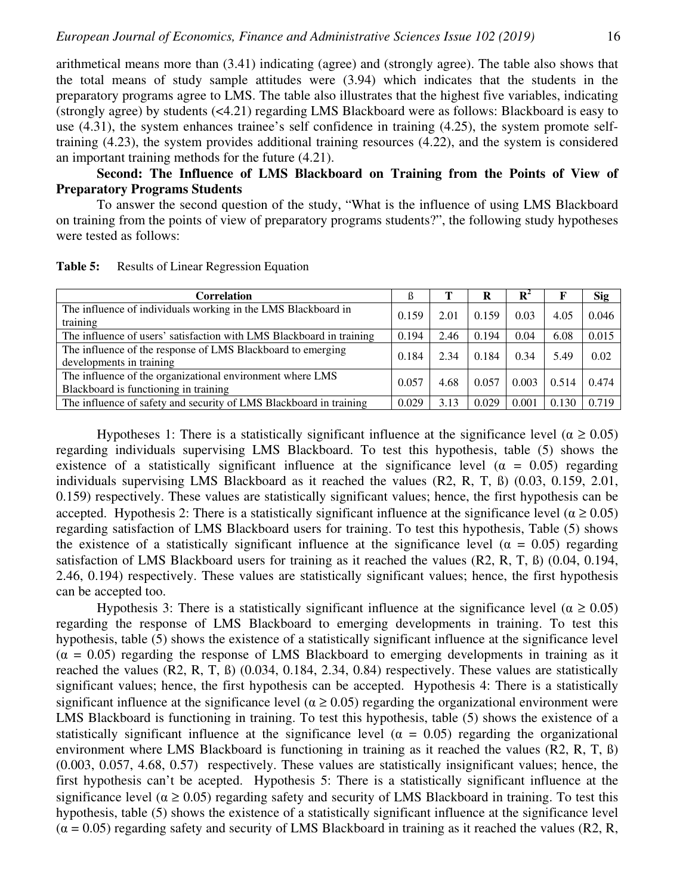arithmetical means more than (3.41) indicating (agree) and (strongly agree). The table also shows that the total means of study sample attitudes were (3.94) which indicates that the students in the preparatory programs agree to LMS. The table also illustrates that the highest five variables, indicating (strongly agree) by students (<4.21) regarding LMS Blackboard were as follows: Blackboard is easy to use (4.31), the system enhances trainee's self confidence in training (4.25), the system promote self-training (4.23), the system provides additional training resources (4.22), and the system is considered an important training methods for the future (4.21).

**Second: The Influence of LMS Blackboard on Training from the Points of View of Preparatory Programs Students**

To answer the second question of the study, "What is the influence of using LMS Blackboard on training from the points of view of preparatory programs students?", the following study hypotheses were tested as follows:

**Table 5:** Results of Linear Regression Equation

| Correlation | ß | T | R | $R^2$ | F | Sig |
|---|---|---|---|---|---|---|
| The influence of individuals working in the LMS Blackboard in training | 0.159 | 2.01 | 0.159 | 0.03 | 4.05 | 0.046 |
| The influence of users' satisfaction with LMS Blackboard in training | 0.194 | 2.46 | 0.194 | 0.04 | 6.08 | 0.015 |
| The influence of the response of LMS Blackboard to emerging developments in training | 0.184 | 2.34 | 0.184 | 0.34 | 5.49 | 0.02 |
| The influence of the organizational environment where LMS Blackboard is functioning in training | 0.057 | 4.68 | 0.057 | 0.003 | 0.514 | 0.474 |
| The influence of safety and security of LMS Blackboard in training | 0.029 | 3.13 | 0.029 | 0.001 | 0.130 | 0.719 |

Hypotheses 1: There is a statistically significant influence at the significance level ($\alpha \geq 0.05$) regarding individuals supervising LMS Blackboard. To test this hypothesis, table (5) shows the existence of a statistically significant influence at the significance level ($\alpha = 0.05$) regarding individuals supervising LMS Blackboard as it reached the values (R2, R, T, ß) (0.03, 0.159, 2.01, 0.159) respectively. These values are statistically significant values; hence, the first hypothesis can be accepted. Hypothesis 2: There is a statistically significant influence at the significance level ($\alpha \geq 0.05$) regarding satisfaction of LMS Blackboard users for training. To test this hypothesis, Table (5) shows the existence of a statistically significant influence at the significance level ($\alpha = 0.05$) regarding satisfaction of LMS Blackboard users for training as it reached the values (R2, R, T, ß) (0.04, 0.194, 2.46, 0.194) respectively. These values are statistically significant values; hence, the first hypothesis can be accepted too.

Hypothesis 3: There is a statistically significant influence at the significance level ($\alpha \geq 0.05$) regarding the response of LMS Blackboard to emerging developments in training. To test this hypothesis, table (5) shows the existence of a statistically significant influence at the significance level ($\alpha = 0.05$) regarding the response of LMS Blackboard to emerging developments in training as it reached the values (R2, R, T, ß) (0.034, 0.184, 2.34, 0.84) respectively. These values are statistically significant values; hence, the first hypothesis can be accepted. Hypothesis 4: There is a statistically significant influence at the significance level ($\alpha \geq 0.05$) regarding the organizational environment were LMS Blackboard is functioning in training. To test this hypothesis, table (5) shows the existence of a statistically significant influence at the significance level ($\alpha = 0.05$) regarding the organizational environment where LMS Blackboard is functioning in training as it reached the values (R2, R, T, ß) (0.003, 0.057, 4.68, 0.57) respectively. These values are statistically insignificant values; hence, the first hypothesis can't be acepted. Hypothesis 5: There is a statistically significant influence at the significance level ($\alpha \geq 0.05$) regarding safety and security of LMS Blackboard in training. To test this hypothesis, table (5) shows the existence of a statistically significant influence at the significance level ($\alpha = 0.05$) regarding safety and security of LMS Blackboard in training as it reached the values (R2, R,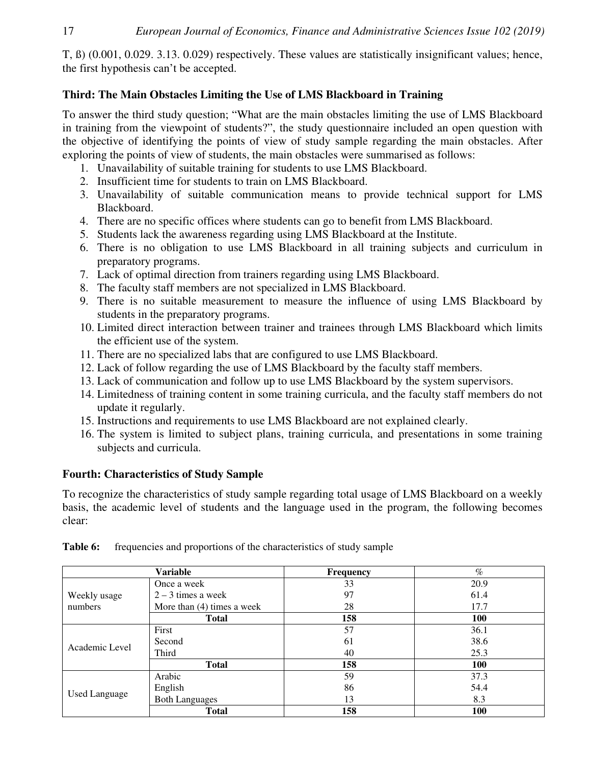T, ß) (0.001, 0.029. 3.13. 0.029) respectively. These values are statistically insignificant values; hence, the first hypothesis can't be accepted.

### Third: The Main Obstacles Limiting the Use of LMS Blackboard in Training

To answer the third study question; "What are the main obstacles limiting the use of LMS Blackboard in training from the viewpoint of students?", the study questionnaire included an open question with the objective of identifying the points of view of study sample regarding the main obstacles. After exploring the points of view of students, the main obstacles were summarised as follows:

1. Unavailability of suitable training for students to use LMS Blackboard.
2. Insufficient time for students to train on LMS Blackboard.
3. Unavailability of suitable communication means to provide technical support for LMS Blackboard.
4. There are no specific offices where students can go to benefit from LMS Blackboard.
5. Students lack the awareness regarding using LMS Blackboard at the Institute.
6. There is no obligation to use LMS Blackboard in all training subjects and curriculum in preparatory programs.
7. Lack of optimal direction from trainers regarding using LMS Blackboard.
8. The faculty staff members are not specialized in LMS Blackboard.
9. There is no suitable measurement to measure the influence of using LMS Blackboard by students in the preparatory programs.
10. Limited direct interaction between trainer and trainees through LMS Blackboard which limits the efficient use of the system.
11. There are no specialized labs that are configured to use LMS Blackboard.
12. Lack of follow regarding the use of LMS Blackboard by the faculty staff members.
13. Lack of communication and follow up to use LMS Blackboard by the system supervisors.
14. Limitedness of training content in some training curricula, and the faculty staff members do not update it regularly.
15. Instructions and requirements to use LMS Blackboard are not explained clearly.
16. The system is limited to subject plans, training curricula, and presentations in some training subjects and curricula.

### Fourth: Characteristics of Study Sample

To recognize the characteristics of study sample regarding total usage of LMS Blackboard on a weekly basis, the academic level of students and the language used in the program, the following becomes clear:

**Table 6:** frequencies and proportions of the characteristics of study sample

| Variable | | Frequency | % |
|---|---|---|---|
| Weekly usage numbers | Once a week | 33 | 20.9 |
| | 2 – 3 times a week | 97 | 61.4 |
| | More than (4) times a week | 28 | 17.7 |
| | **Total** | **158** | **100** |
| Academic Level | First | 57 | 36.1 |
| | Second | 61 | 38.6 |
| | Third | 40 | 25.3 |
| | **Total** | **158** | **100** |
| Used Language | Arabic | 59 | 37.3 |
| | English | 86 | 54.4 |
| | Both Languages | 13 | 8.3 |
| | **Total** | **158** | **100** |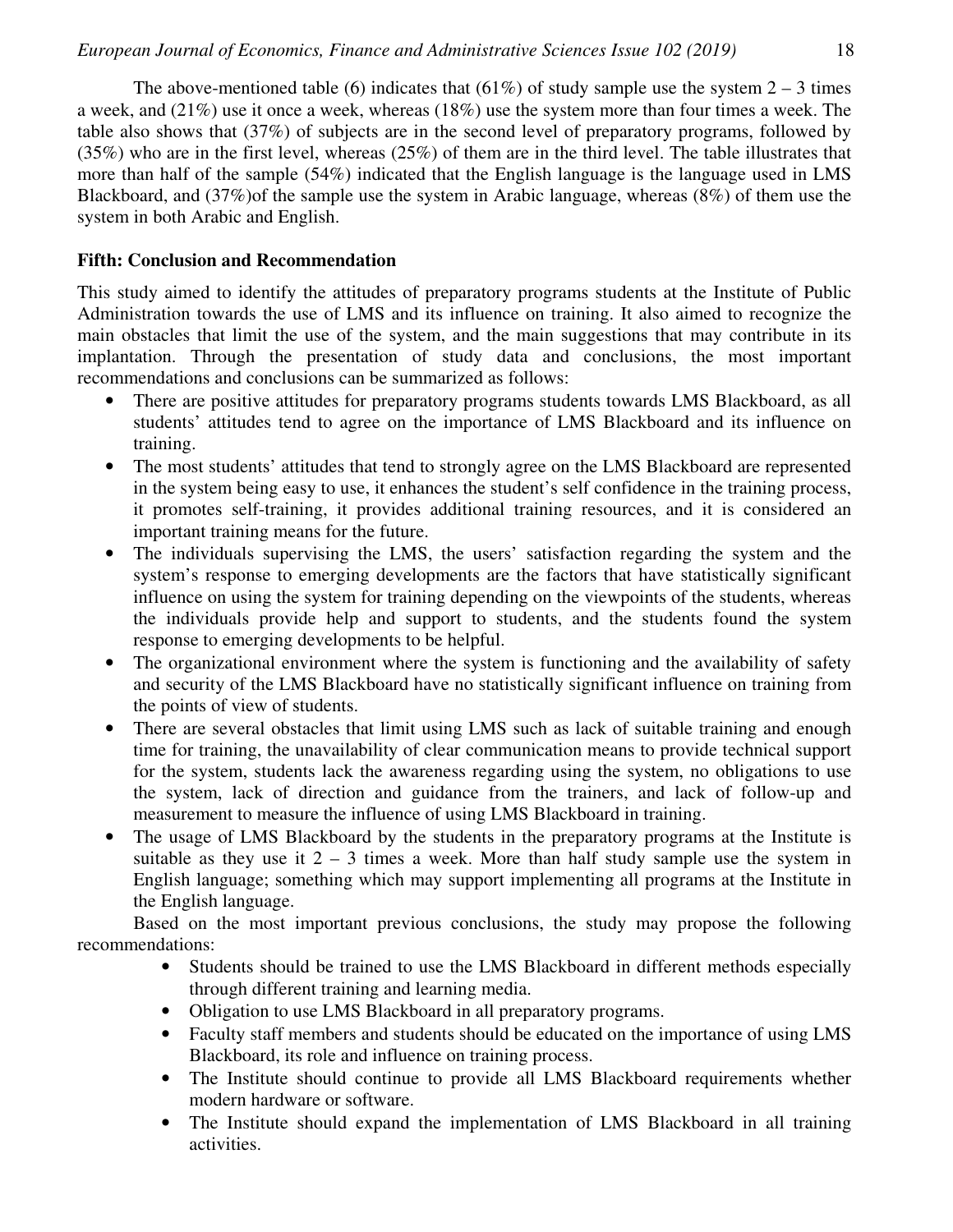The above-mentioned table (6) indicates that (61%) of study sample use the system 2 – 3 times a week, and (21%) use it once a week, whereas (18%) use the system more than four times a week. The table also shows that (37%) of subjects are in the second level of preparatory programs, followed by (35%) who are in the first level, whereas (25%) of them are in the third level. The table illustrates that more than half of the sample (54%) indicated that the English language is the language used in LMS Blackboard, and (37%)of the sample use the system in Arabic language, whereas (8%) of them use the system in both Arabic and English.

## Fifth: Conclusion and Recommendation

This study aimed to identify the attitudes of preparatory programs students at the Institute of Public Administration towards the use of LMS and its influence on training. It also aimed to recognize the main obstacles that limit the use of the system, and the main suggestions that may contribute in its implantation. Through the presentation of study data and conclusions, the most important recommendations and conclusions can be summarized as follows:

- There are positive attitudes for preparatory programs students towards LMS Blackboard, as all students' attitudes tend to agree on the importance of LMS Blackboard and its influence on training.
- The most students' attitudes that tend to strongly agree on the LMS Blackboard are represented in the system being easy to use, it enhances the student's self confidence in the training process, it promotes self-training, it provides additional training resources, and it is considered an important training means for the future.
- The individuals supervising the LMS, the users' satisfaction regarding the system and the system's response to emerging developments are the factors that have statistically significant influence on using the system for training depending on the viewpoints of the students, whereas the individuals provide help and support to students, and the students found the system response to emerging developments to be helpful.
- The organizational environment where the system is functioning and the availability of safety and security of the LMS Blackboard have no statistically significant influence on training from the points of view of students.
- There are several obstacles that limit using LMS such as lack of suitable training and enough time for training, the unavailability of clear communication means to provide technical support for the system, students lack the awareness regarding using the system, no obligations to use the system, lack of direction and guidance from the trainers, and lack of follow-up and measurement to measure the influence of using LMS Blackboard in training.
- The usage of LMS Blackboard by the students in the preparatory programs at the Institute is suitable as they use it 2 – 3 times a week. More than half study sample use the system in English language; something which may support implementing all programs at the Institute in the English language.

Based on the most important previous conclusions, the study may propose the following recommendations:

- Students should be trained to use the LMS Blackboard in different methods especially through different training and learning media.
- Obligation to use LMS Blackboard in all preparatory programs.
- Faculty staff members and students should be educated on the importance of using LMS Blackboard, its role and influence on training process.
- The Institute should continue to provide all LMS Blackboard requirements whether modern hardware or software.
- The Institute should expand the implementation of LMS Blackboard in all training activities.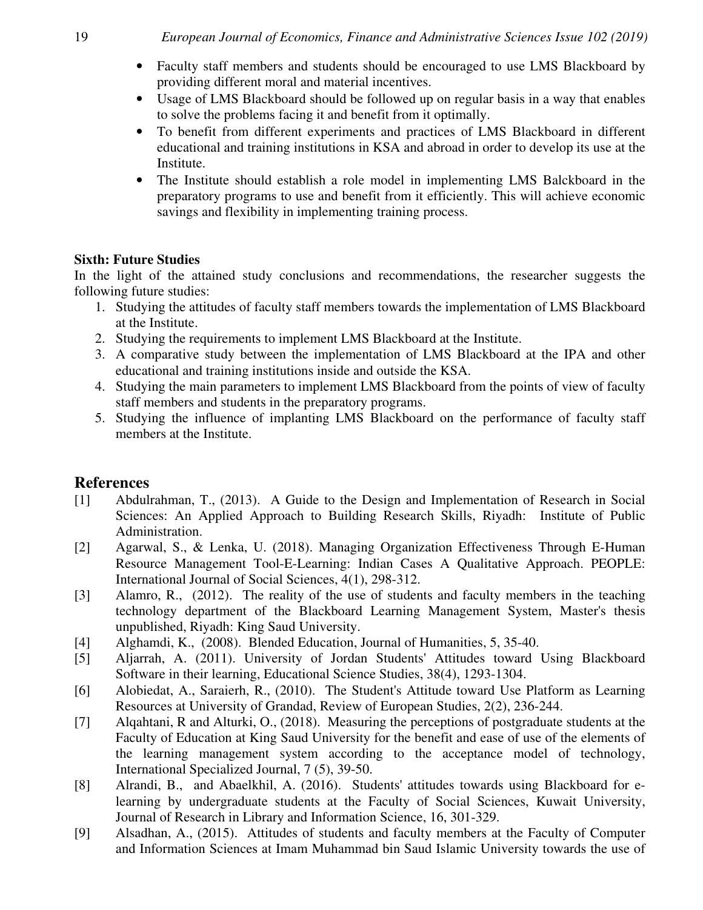- Faculty staff members and students should be encouraged to use LMS Blackboard by providing different moral and material incentives.
- Usage of LMS Blackboard should be followed up on regular basis in a way that enables to solve the problems facing it and benefit from it optimally.
- To benefit from different experiments and practices of LMS Blackboard in different educational and training institutions in KSA and abroad in order to develop its use at the Institute.
- The Institute should establish a role model in implementing LMS Balckboard in the preparatory programs to use and benefit from it efficiently. This will achieve economic savings and flexibility in implementing training process.

**Sixth: Future Studies**

In the light of the attained study conclusions and recommendations, the researcher suggests the following future studies:

1. Studying the attitudes of faculty staff members towards the implementation of LMS Blackboard at the Institute.
2. Studying the requirements to implement LMS Blackboard at the Institute.
3. A comparative study between the implementation of LMS Blackboard at the IPA and other educational and training institutions inside and outside the KSA.
4. Studying the main parameters to implement LMS Blackboard from the points of view of faculty staff members and students in the preparatory programs.
5. Studying the influence of implanting LMS Blackboard on the performance of faculty staff members at the Institute.

## References

[1] Abdulrahman, T., (2013). A Guide to the Design and Implementation of Research in Social Sciences: An Applied Approach to Building Research Skills, Riyadh: Institute of Public Administration.

[2] Agarwal, S., & Lenka, U. (2018). Managing Organization Effectiveness Through E-Human Resource Management Tool-E-Learning: Indian Cases A Qualitative Approach. PEOPLE: International Journal of Social Sciences, 4(1), 298-312.

[3] Alamro, R., (2012). The reality of the use of students and faculty members in the teaching technology department of the Blackboard Learning Management System, Master's thesis unpublished, Riyadh: King Saud University.

[4] Alghamdi, K., (2008). Blended Education, Journal of Humanities, 5, 35-40.

[5] Aljarrah, A. (2011). University of Jordan Students' Attitudes toward Using Blackboard Software in their learning, Educational Science Studies, 38(4), 1293-1304.

[6] Alobiedat, A., Saraierh, R., (2010). The Student's Attitude toward Use Platform as Learning Resources at University of Grandad, Review of European Studies, 2(2), 236-244.

[7] Alqahtani, R and Alturki, O., (2018). Measuring the perceptions of postgraduate students at the Faculty of Education at King Saud University for the benefit and ease of use of the elements of the learning management system according to the acceptance model of technology, International Specialized Journal, 7 (5), 39-50.

[8] Alrandi, B., and Abaelkhil, A. (2016). Students' attitudes towards using Blackboard for e-learning by undergraduate students at the Faculty of Social Sciences, Kuwait University, Journal of Research in Library and Information Science, 16, 301-329.

[9] Alsadhan, A., (2015). Attitudes of students and faculty members at the Faculty of Computer and Information Sciences at Imam Muhammad bin Saud Islamic University towards the use of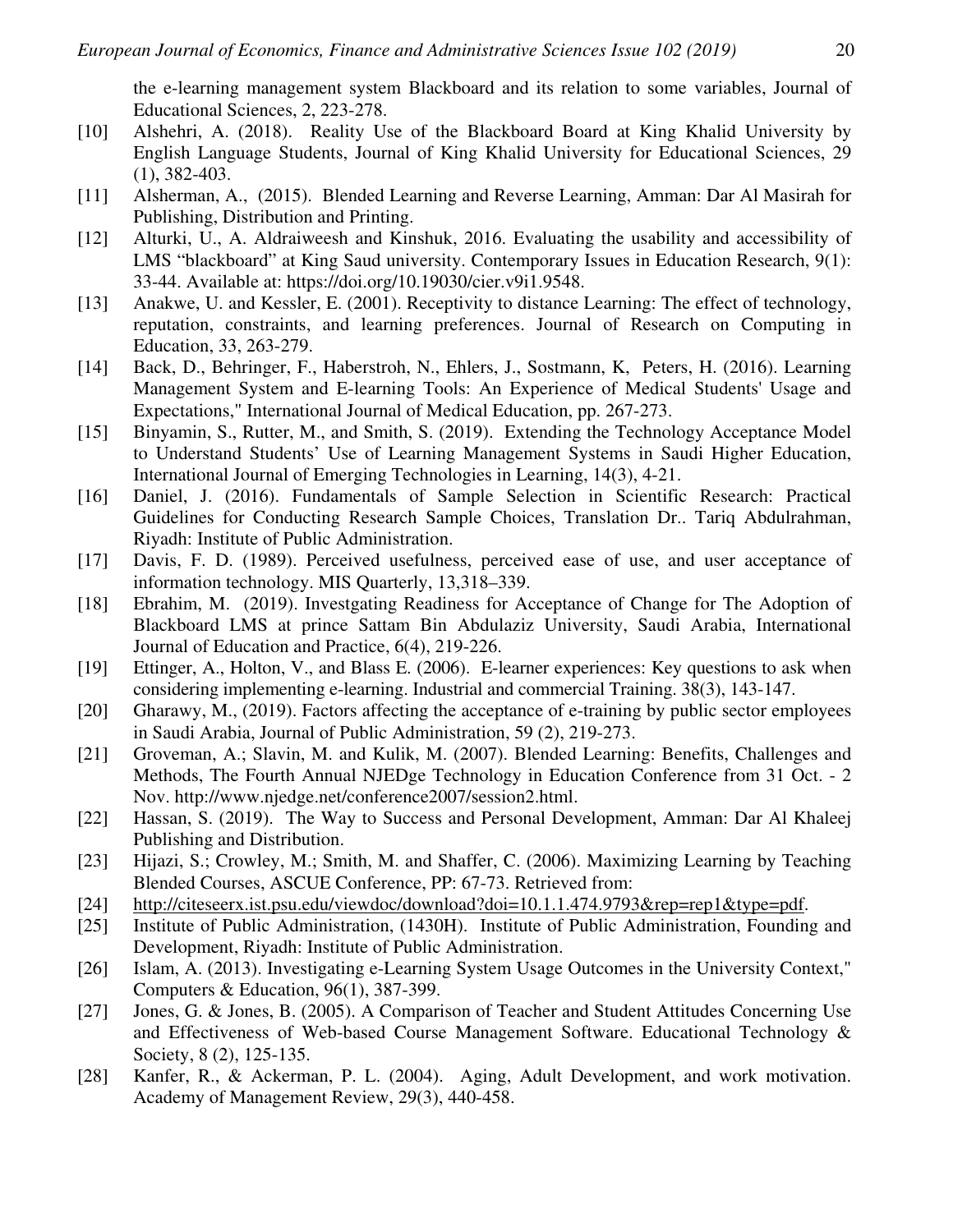the e-learning management system Blackboard and its relation to some variables, Journal of Educational Sciences, 2, 223-278.

[10] Alshehri, A. (2018). Reality Use of the Blackboard Board at King Khalid University by English Language Students, Journal of King Khalid University for Educational Sciences, 29 (1), 382-403.

[11] Alsherman, A., (2015). Blended Learning and Reverse Learning, Amman: Dar Al Masirah for Publishing, Distribution and Printing.

[12] Alturki, U., A. Aldraiweesh and Kinshuk, 2016. Evaluating the usability and accessibility of LMS "blackboard" at King Saud university. Contemporary Issues in Education Research, 9(1): 33-44. Available at: https://doi.org/10.19030/cier.v9i1.9548.

[13] Anakwe, U. and Kessler, E. (2001). Receptivity to distance Learning: The effect of technology, reputation, constraints, and learning preferences. Journal of Research on Computing in Education, 33, 263-279.

[14] Back, D., Behringer, F., Haberstroh, N., Ehlers, J., Sostmann, K, Peters, H. (2016). Learning Management System and E-learning Tools: An Experience of Medical Students' Usage and Expectations," International Journal of Medical Education, pp. 267-273.

[15] Binyamin, S., Rutter, M., and Smith, S. (2019). Extending the Technology Acceptance Model to Understand Students' Use of Learning Management Systems in Saudi Higher Education, International Journal of Emerging Technologies in Learning, 14(3), 4-21.

[16] Daniel, J. (2016). Fundamentals of Sample Selection in Scientific Research: Practical Guidelines for Conducting Research Sample Choices, Translation Dr.. Tariq Abdulrahman, Riyadh: Institute of Public Administration.

[17] Davis, F. D. (1989). Perceived usefulness, perceived ease of use, and user acceptance of information technology. MIS Quarterly, 13,318–339.

[18] Ebrahim, M. (2019). Investgating Readiness for Acceptance of Change for The Adoption of Blackboard LMS at prince Sattam Bin Abdulaziz University, Saudi Arabia, International Journal of Education and Practice, 6(4), 219-226.

[19] Ettinger, A., Holton, V., and Blass E. (2006). E-learner experiences: Key questions to ask when considering implementing e-learning. Industrial and commercial Training. 38(3), 143-147.

[20] Gharawy, M., (2019). Factors affecting the acceptance of e-training by public sector employees in Saudi Arabia, Journal of Public Administration, 59 (2), 219-273.

[21] Groveman, A.; Slavin, M. and Kulik, M. (2007). Blended Learning: Benefits, Challenges and Methods, The Fourth Annual NJEDge Technology in Education Conference from 31 Oct. - 2 Nov. http://www.njedge.net/conference2007/session2.html.

[22] Hassan, S. (2019). The Way to Success and Personal Development, Amman: Dar Al Khaleej Publishing and Distribution.

[23] Hijazi, S.; Crowley, M.; Smith, M. and Shaffer, C. (2006). Maximizing Learning by Teaching Blended Courses, ASCUE Conference, PP: 67-73. Retrieved from:

[24] http://citeseerx.ist.psu.edu/viewdoc/download?doi=10.1.1.474.9793&rep=rep1&type=pdf.

[25] Institute of Public Administration, (1430H). Institute of Public Administration, Founding and Development, Riyadh: Institute of Public Administration.

[26] Islam, A. (2013). Investigating e-Learning System Usage Outcomes in the University Context," Computers & Education, 96(1), 387-399.

[27] Jones, G. & Jones, B. (2005). A Comparison of Teacher and Student Attitudes Concerning Use and Effectiveness of Web-based Course Management Software. Educational Technology & Society, 8 (2), 125-135.

[28] Kanfer, R., & Ackerman, P. L. (2004). Aging, Adult Development, and work motivation. Academy of Management Review, 29(3), 440-458.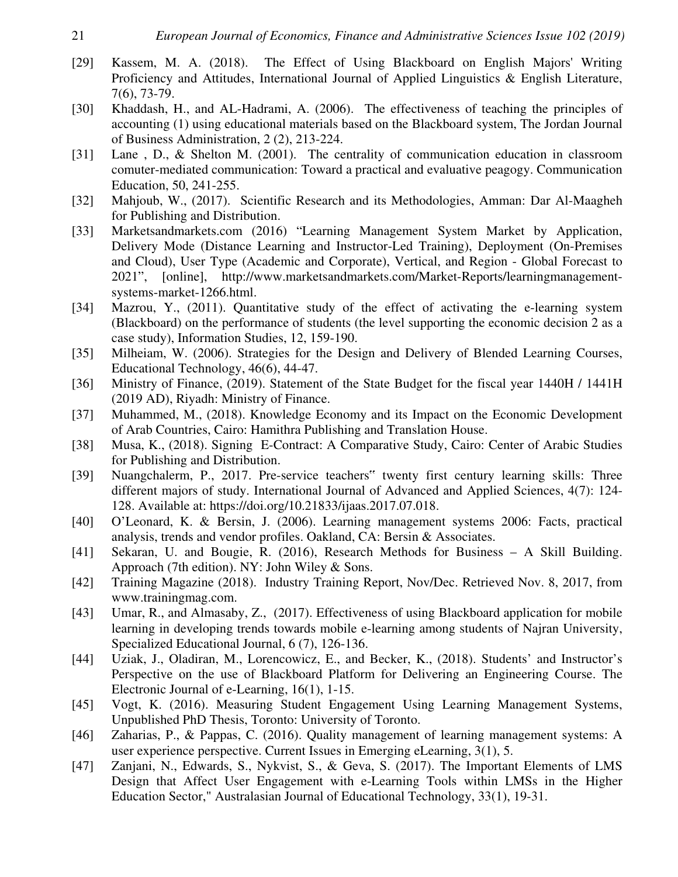[29] Kassem, M. A. (2018). The Effect of Using Blackboard on English Majors' Writing Proficiency and Attitudes, International Journal of Applied Linguistics & English Literature, 7(6), 73-79.

[30] Khaddash, H., and AL-Hadrami, A. (2006). The effectiveness of teaching the principles of accounting (1) using educational materials based on the Blackboard system, The Jordan Journal of Business Administration, 2 (2), 213-224.

[31] Lane , D., & Shelton M. (2001). The centrality of communication education in classroom comuter-mediated communication: Toward a practical and evaluative peagogy. Communication Education, 50, 241-255.

[32] Mahjoub, W., (2017). Scientific Research and its Methodologies, Amman: Dar Al-Maagheh for Publishing and Distribution.

[33] Marketsandmarkets.com (2016) "Learning Management System Market by Application, Delivery Mode (Distance Learning and Instructor-Led Training), Deployment (On-Premises and Cloud), User Type (Academic and Corporate), Vertical, and Region - Global Forecast to 2021", [online], http://www.marketsandmarkets.com/Market-Reports/learningmanagement-systems-market-1266.html.

[34] Mazrou, Y., (2011). Quantitative study of the effect of activating the e-learning system (Blackboard) on the performance of students (the level supporting the economic decision 2 as a case study), Information Studies, 12, 159-190.

[35] Milheiam, W. (2006). Strategies for the Design and Delivery of Blended Learning Courses, Educational Technology, 46(6), 44-47.

[36] Ministry of Finance, (2019). Statement of the State Budget for the fiscal year 1440H / 1441H (2019 AD), Riyadh: Ministry of Finance.

[37] Muhammed, M., (2018). Knowledge Economy and its Impact on the Economic Development of Arab Countries, Cairo: Hamithra Publishing and Translation House.

[38] Musa, K., (2018). Signing E-Contract: A Comparative Study, Cairo: Center of Arabic Studies for Publishing and Distribution.

[39] Nuangchalerm, P., 2017. Pre-service teachers" twenty first century learning skills: Three different majors of study. International Journal of Advanced and Applied Sciences, 4(7): 124-128. Available at: https://doi.org/10.21833/ijaas.2017.07.018.

[40] O'Leonard, K. & Bersin, J. (2006). Learning management systems 2006: Facts, practical analysis, trends and vendor profiles. Oakland, CA: Bersin & Associates.

[41] Sekaran, U. and Bougie, R. (2016), Research Methods for Business – A Skill Building. Approach (7th edition). NY: John Wiley & Sons.

[42] Training Magazine (2018). Industry Training Report, Nov/Dec. Retrieved Nov. 8, 2017, from www.trainingmag.com.

[43] Umar, R., and Almasaby, Z., (2017). Effectiveness of using Blackboard application for mobile learning in developing trends towards mobile e-learning among students of Najran University, Specialized Educational Journal, 6 (7), 126-136.

[44] Uziak, J., Oladiran, M., Lorencowicz, E., and Becker, K., (2018). Students' and Instructor's Perspective on the use of Blackboard Platform for Delivering an Engineering Course. The Electronic Journal of e-Learning, 16(1), 1-15.

[45] Vogt, K. (2016). Measuring Student Engagement Using Learning Management Systems, Unpublished PhD Thesis, Toronto: University of Toronto.

[46] Zaharias, P., & Pappas, C. (2016). Quality management of learning management systems: A user experience perspective. Current Issues in Emerging eLearning, 3(1), 5.

[47] Zanjani, N., Edwards, S., Nykvist, S., & Geva, S. (2017). The Important Elements of LMS Design that Affect User Engagement with e-Learning Tools within LMSs in the Higher Education Sector," Australasian Journal of Educational Technology, 33(1), 19-31.